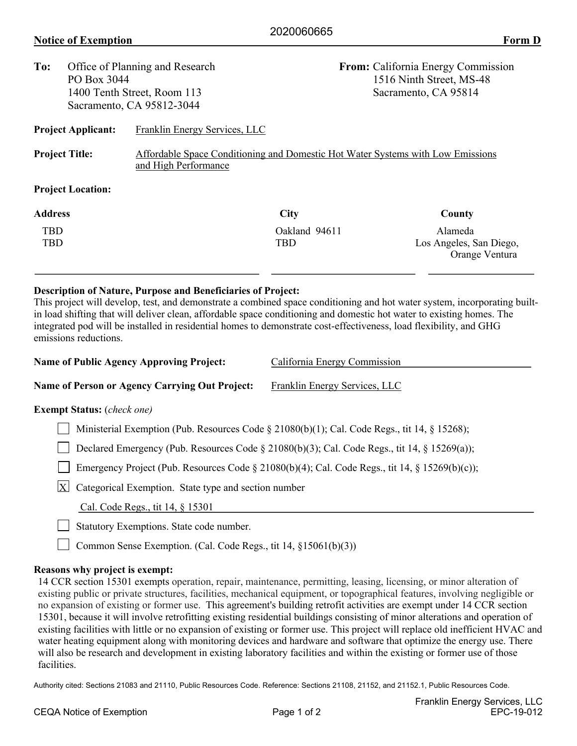2020060665

**Notice of Exemption** **Form D**

**To:** Office of Planning and Research
PO Box 3044
1400 Tenth Street, Room 113
Sacramento, CA 95812-3044

**From:** California Energy Commission
1516 Ninth Street, MS-48
Sacramento, CA 95814

**Project Applicant:** Franklin Energy Services, LLC

**Project Title:** Affordable Space Conditioning and Domestic Hot Water Systems with Low Emissions and High Performance

**Project Location:**

| Address | City | County |
| --- | --- | --- |
| TBD | Oakland 94611 | Alameda |
| TBD | TBD | Los Angeles, San Diego, Orange Ventura |

**Description of Nature, Purpose and Beneficiaries of Project:**
This project will develop, test, and demonstrate a combined space conditioning and hot water system, incorporating built-in load shifting that will deliver clean, affordable space conditioning and domestic hot water to existing homes. The integrated pod will be installed in residential homes to demonstrate cost-effectiveness, load flexibility, and GHG emissions reductions.

**Name of Public Agency Approving Project:** California Energy Commission

**Name of Person or Agency Carrying Out Project:** Franklin Energy Services, LLC

**Exempt Status:** (*check one*)

- [ ] Ministerial Exemption (Pub. Resources Code § 21080(b)(1); Cal. Code Regs., tit 14, § 15268);
- [ ] Declared Emergency (Pub. Resources Code § 21080(b)(3); Cal. Code Regs., tit 14, § 15269(a));
- [ ] Emergency Project (Pub. Resources Code § 21080(b)(4); Cal. Code Regs., tit 14, § 15269(b)(c));
- [X] Categorical Exemption. State type and section number
  Cal. Code Regs., tit 14, § 15301
- [ ] Statutory Exemptions. State code number.
- [ ] Common Sense Exemption. (Cal. Code Regs., tit 14, §15061(b)(3))

**Reasons why project is exempt:**
14 CCR section 15301 exempts operation, repair, maintenance, permitting, leasing, licensing, or minor alteration of existing public or private structures, facilities, mechanical equipment, or topographical features, involving negligible or no expansion of existing or former use. This agreement's building retrofit activities are exempt under 14 CCR section 15301, because it will involve retrofitting existing residential buildings consisting of minor alterations and operation of existing facilities with little or no expansion of existing or former use. This project will replace old inefficient HVAC and water heating equipment along with monitoring devices and hardware and software that optimize the energy use. There will also be research and development in existing laboratory facilities and within the existing or former use of those facilities.

Authority cited: Sections 21083 and 21110, Public Resources Code. Reference: Sections 21108, 21152, and 21152.1, Public Resources Code.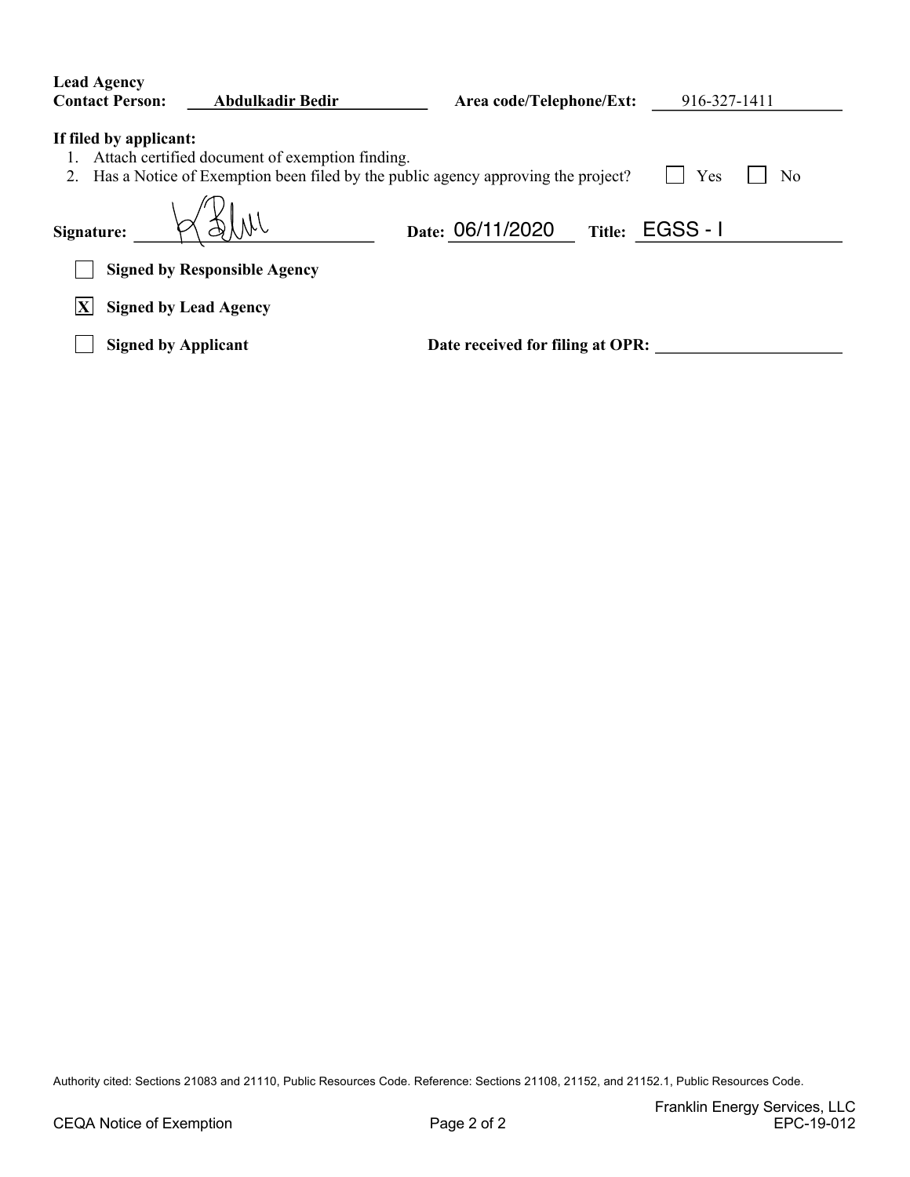**Lead Agency Contact Person:** Abdulkadir Bedir **Area code/Telephone/Ext:** 916-327-1411

**If filed by applicant:**

1. Attach certified document of exemption finding.
2. Has a Notice of Exemption been filed by the public agency approving the project? ☐ Yes ☐ No

**Signature:** [signature] **Date:** 06/11/2020 **Title:** EGSS - I

☐ **Signed by Responsible Agency**

☒ **Signed by Lead Agency**

☐ **Signed by Applicant** **Date received for filing at OPR:** ______________________

Authority cited: Sections 21083 and 21110, Public Resources Code. Reference: Sections 21108, 21152, and 21152.1, Public Resources Code.

CEQA Notice of Exemption

Franklin Energy Services, LLC
EPC-19-012